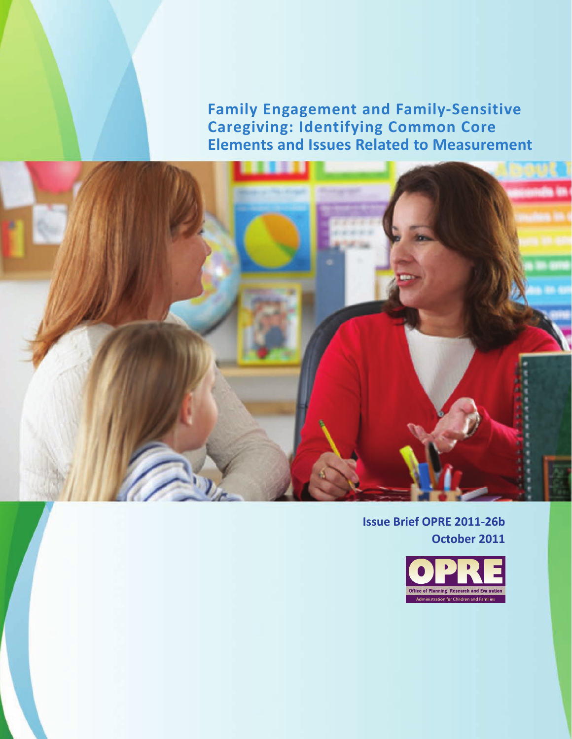# Family Engagement and Family-Sensitive Caregiving: Identifying Common Core Elements and Issues Related to Measurement

**Issue Brief OPRE 2011-26b**
**October 2011**

OPRE
Office of Planning, Research and Evaluation
Administration for Children and Families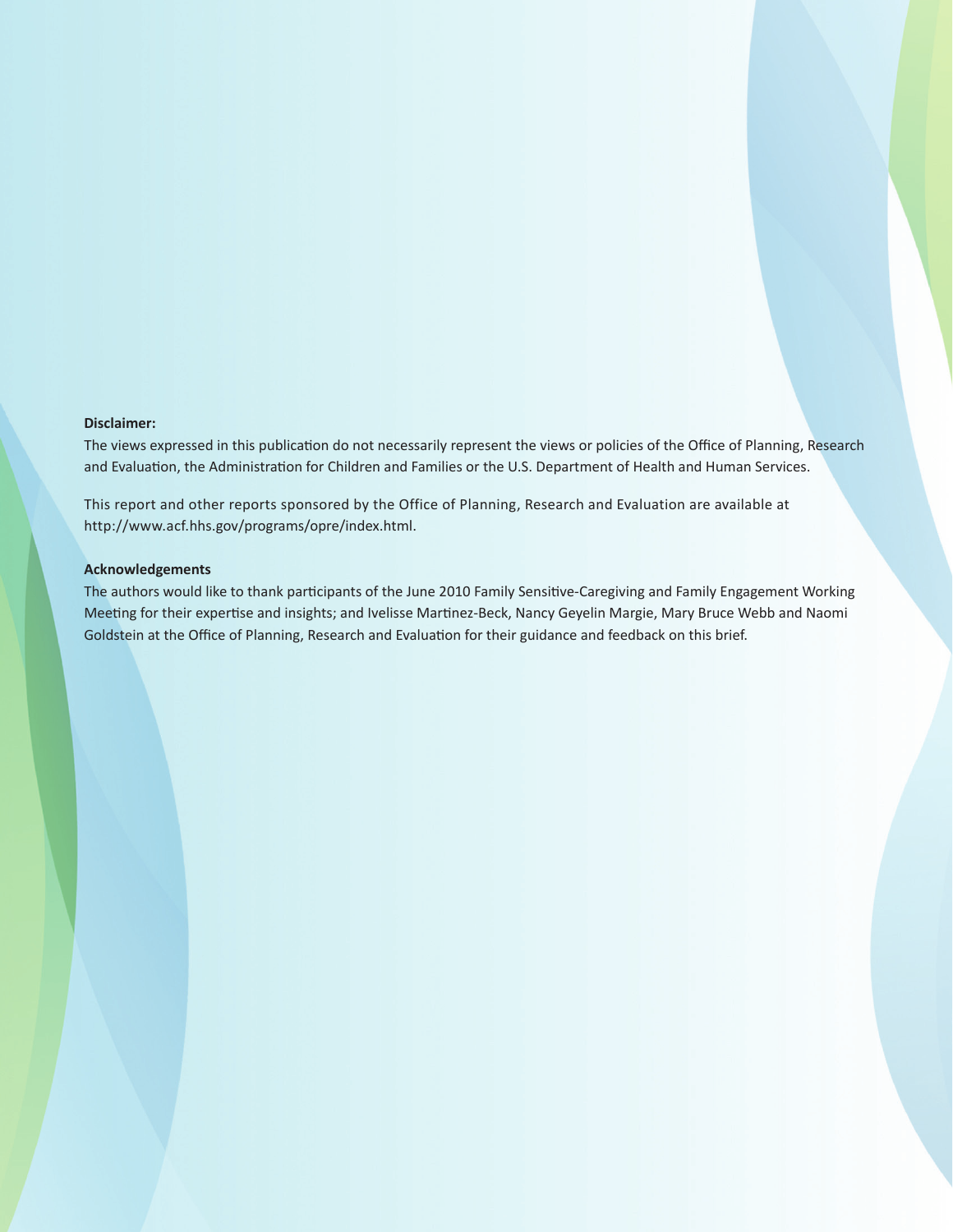**Disclaimer:**

The views expressed in this publication do not necessarily represent the views or policies of the Office of Planning, Research and Evaluation, the Administration for Children and Families or the U.S. Department of Health and Human Services.

This report and other reports sponsored by the Office of Planning, Research and Evaluation are available at http://www.acf.hhs.gov/programs/opre/index.html.

**Acknowledgements**

The authors would like to thank participants of the June 2010 Family Sensitive-Caregiving and Family Engagement Working Meeting for their expertise and insights; and Ivelisse Martinez-Beck, Nancy Geyelin Margie, Mary Bruce Webb and Naomi Goldstein at the Office of Planning, Research and Evaluation for their guidance and feedback on this brief.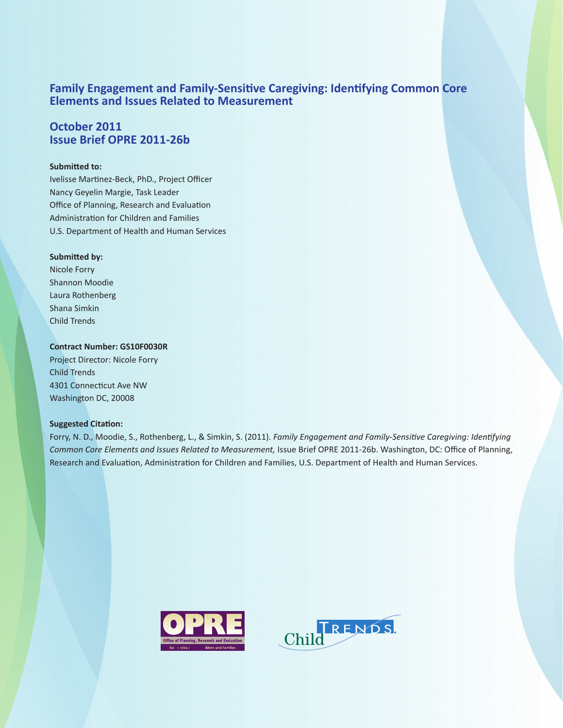# Family Engagement and Family-Sensitive Caregiving: Identifying Common Core Elements and Issues Related to Measurement

## October 2011
## Issue Brief OPRE 2011-26b

**Submitted to:**
Ivelisse Martinez-Beck, PhD., Project Officer
Nancy Geyelin Margie, Task Leader
Office of Planning, Research and Evaluation
Administration for Children and Families
U.S. Department of Health and Human Services

**Submitted by:**
Nicole Forry
Shannon Moodie
Laura Rothenberg
Shana Simkin
Child Trends

**Contract Number: GS10F0030R**
Project Director: Nicole Forry
Child Trends
4301 Connecticut Ave NW
Washington DC, 20008

**Suggested Citation:**
Forry, N. D., Moodie, S., Rothenberg, L., & Simkin, S. (2011). *Family Engagement and Family-Sensitive Caregiving: Identifying Common Core Elements and Issues Related to Measurement,* Issue Brief OPRE 2011-26b. Washington, DC: Office of Planning, Research and Evaluation, Administration for Children and Families, U.S. Department of Health and Human Services.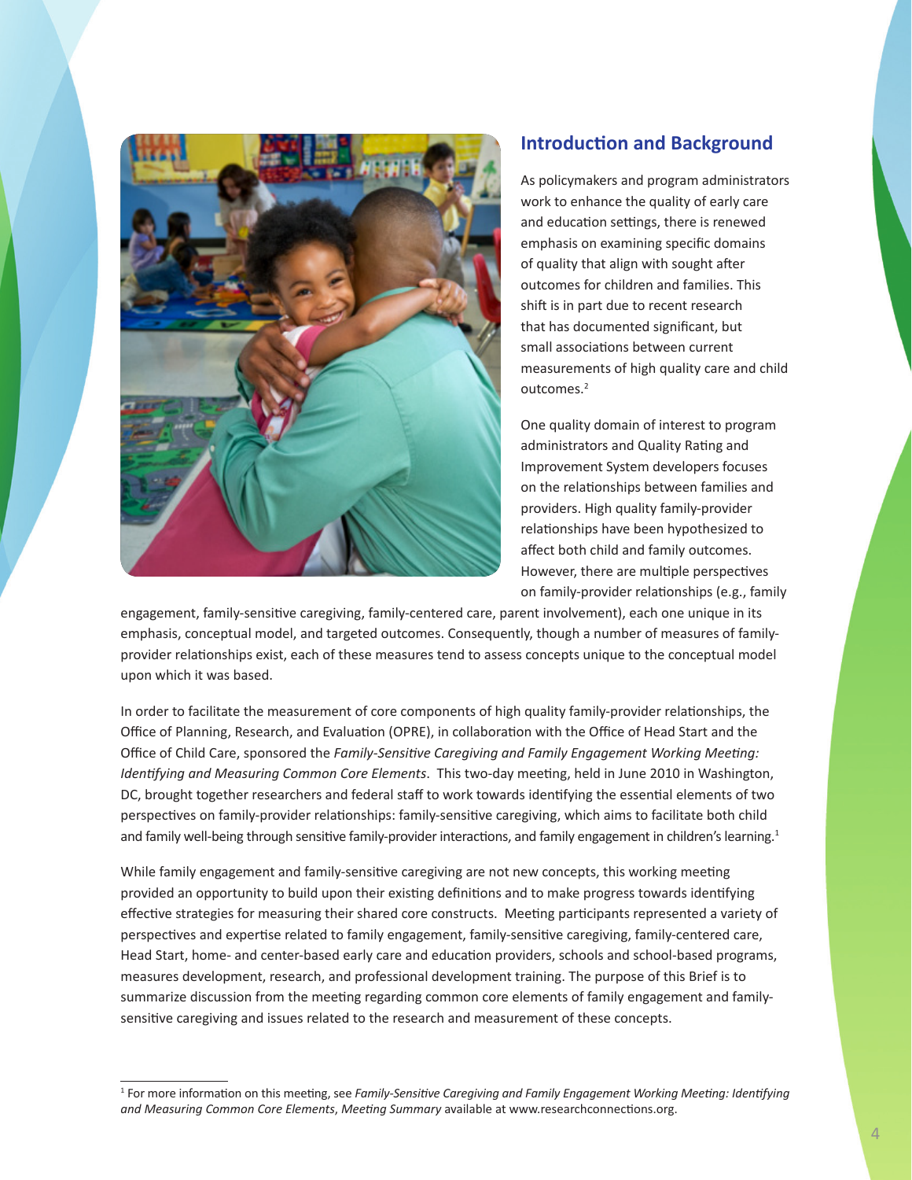## Introduction and Background

As policymakers and program administrators work to enhance the quality of early care and education settings, there is renewed emphasis on examining specific domains of quality that align with sought after outcomes for children and families. This shift is in part due to recent research that has documented significant, but small associations between current measurements of high quality care and child outcomes.[2]

One quality domain of interest to program administrators and Quality Rating and Improvement System developers focuses on the relationships between families and providers. High quality family-provider relationships have been hypothesized to affect both child and family outcomes. However, there are multiple perspectives on family-provider relationships (e.g., family engagement, family-sensitive caregiving, family-centered care, parent involvement), each one unique in its emphasis, conceptual model, and targeted outcomes. Consequently, though a number of measures of family-provider relationships exist, each of these measures tend to assess concepts unique to the conceptual model upon which it was based.

In order to facilitate the measurement of core components of high quality family-provider relationships, the Office of Planning, Research, and Evaluation (OPRE), in collaboration with the Office of Head Start and the Office of Child Care, sponsored the *Family-Sensitive Caregiving and Family Engagement Working Meeting: Identifying and Measuring Common Core Elements*. This two-day meeting, held in June 2010 in Washington, DC, brought together researchers and federal staff to work towards identifying the essential elements of two perspectives on family-provider relationships: family-sensitive caregiving, which aims to facilitate both child and family well-being through sensitive family-provider interactions, and family engagement in children's learning.[1]

While family engagement and family-sensitive caregiving are not new concepts, this working meeting provided an opportunity to build upon their existing definitions and to make progress towards identifying effective strategies for measuring their shared core constructs. Meeting participants represented a variety of perspectives and expertise related to family engagement, family-sensitive caregiving, family-centered care, Head Start, home- and center-based early care and education providers, schools and school-based programs, measures development, research, and professional development training. The purpose of this Brief is to summarize discussion from the meeting regarding common core elements of family engagement and family-sensitive caregiving and issues related to the research and measurement of these concepts.

---

[1] For more information on this meeting, see *Family-Sensitive Caregiving and Family Engagement Working Meeting: Identifying and Measuring Common Core Elements*, *Meeting Summary* available at www.researchconnections.org.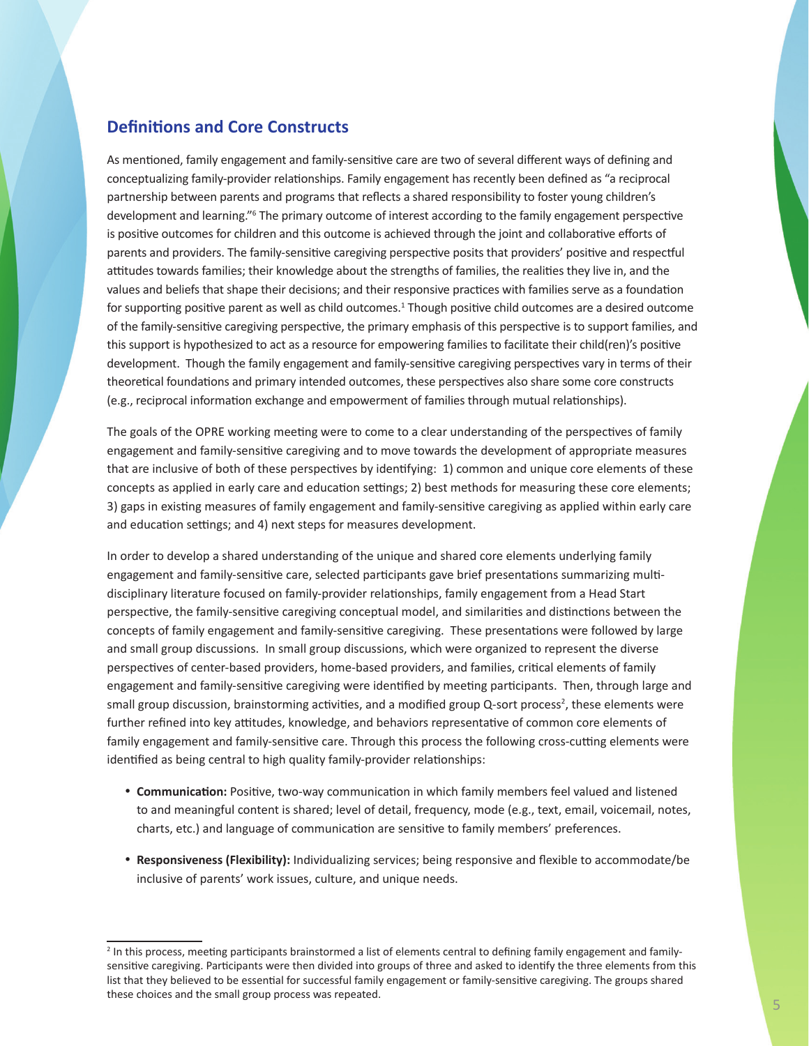## Definitions and Core Constructs

As mentioned, family engagement and family-sensitive care are two of several different ways of defining and conceptualizing family-provider relationships. Family engagement has recently been defined as "a reciprocal partnership between parents and programs that reflects a shared responsibility to foster young children's development and learning."[6] The primary outcome of interest according to the family engagement perspective is positive outcomes for children and this outcome is achieved through the joint and collaborative efforts of parents and providers. The family-sensitive caregiving perspective posits that providers' positive and respectful attitudes towards families; their knowledge about the strengths of families, the realities they live in, and the values and beliefs that shape their decisions; and their responsive practices with families serve as a foundation for supporting positive parent as well as child outcomes.[1] Though positive child outcomes are a desired outcome of the family-sensitive caregiving perspective, the primary emphasis of this perspective is to support families, and this support is hypothesized to act as a resource for empowering families to facilitate their child(ren)'s positive development. Though the family engagement and family-sensitive caregiving perspectives vary in terms of their theoretical foundations and primary intended outcomes, these perspectives also share some core constructs (e.g., reciprocal information exchange and empowerment of families through mutual relationships).

The goals of the OPRE working meeting were to come to a clear understanding of the perspectives of family engagement and family-sensitive caregiving and to move towards the development of appropriate measures that are inclusive of both of these perspectives by identifying: 1) common and unique core elements of these concepts as applied in early care and education settings; 2) best methods for measuring these core elements; 3) gaps in existing measures of family engagement and family-sensitive caregiving as applied within early care and education settings; and 4) next steps for measures development.

In order to develop a shared understanding of the unique and shared core elements underlying family engagement and family-sensitive care, selected participants gave brief presentations summarizing multi-disciplinary literature focused on family-provider relationships, family engagement from a Head Start perspective, the family-sensitive caregiving conceptual model, and similarities and distinctions between the concepts of family engagement and family-sensitive caregiving. These presentations were followed by large and small group discussions. In small group discussions, which were organized to represent the diverse perspectives of center-based providers, home-based providers, and families, critical elements of family engagement and family-sensitive caregiving were identified by meeting participants. Then, through large and small group discussion, brainstorming activities, and a modified group Q-sort process[2], these elements were further refined into key attitudes, knowledge, and behaviors representative of common core elements of family engagement and family-sensitive care. Through this process the following cross-cutting elements were identified as being central to high quality family-provider relationships:

- **Communication:** Positive, two-way communication in which family members feel valued and listened to and meaningful content is shared; level of detail, frequency, mode (e.g., text, email, voicemail, notes, charts, etc.) and language of communication are sensitive to family members' preferences.
- **Responsiveness (Flexibility):** Individualizing services; being responsive and flexible to accommodate/be inclusive of parents' work issues, culture, and unique needs.

[2] In this process, meeting participants brainstormed a list of elements central to defining family engagement and family-sensitive caregiving. Participants were then divided into groups of three and asked to identify the three elements from this list that they believed to be essential for successful family engagement or family-sensitive caregiving. The groups shared these choices and the small group process was repeated.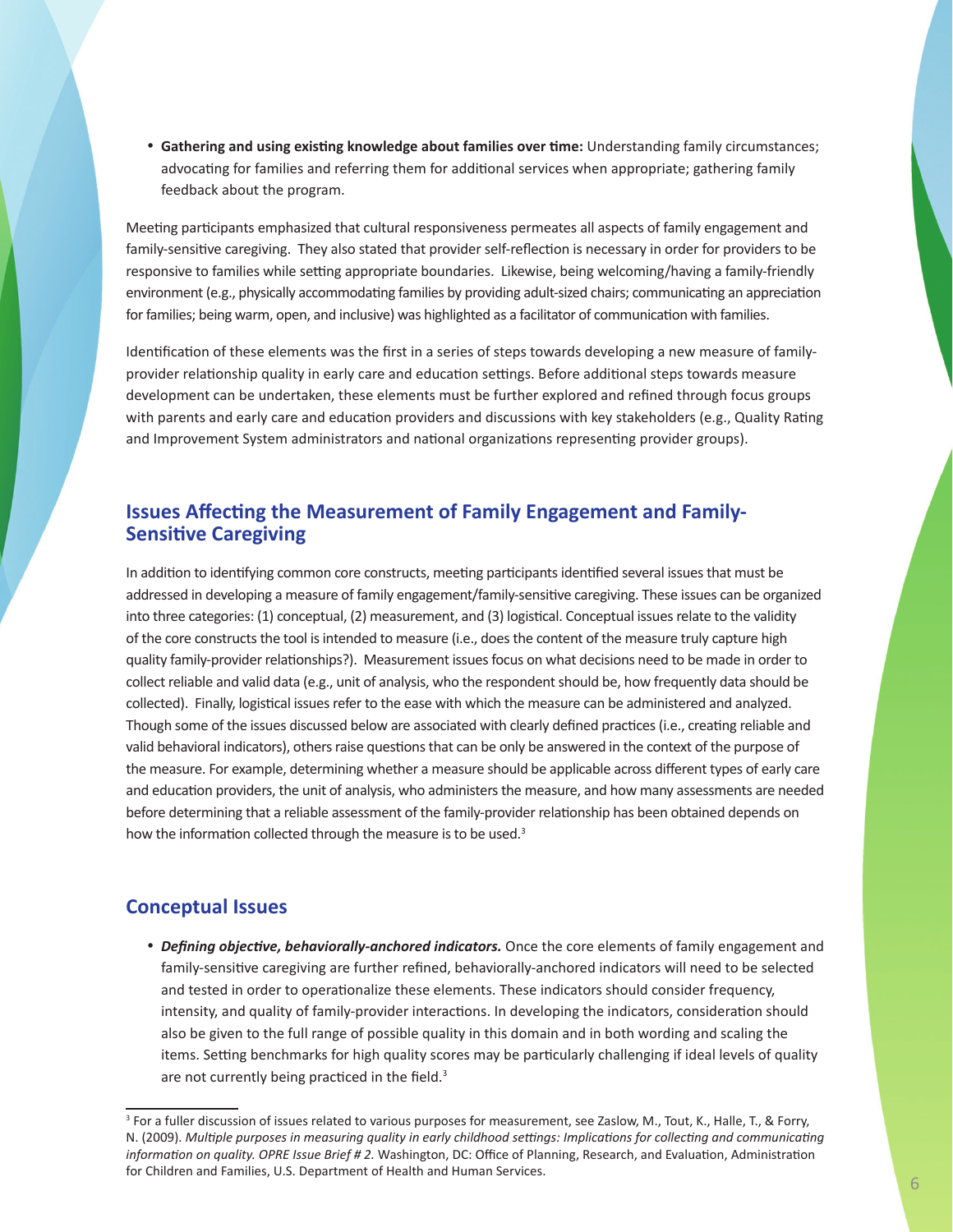- **Gathering and using existing knowledge about families over time:** Understanding family circumstances; advocating for families and referring them for additional services when appropriate; gathering family feedback about the program.

Meeting participants emphasized that cultural responsiveness permeates all aspects of family engagement and family-sensitive caregiving. They also stated that provider self-reflection is necessary in order for providers to be responsive to families while setting appropriate boundaries. Likewise, being welcoming/having a family-friendly environment (e.g., physically accommodating families by providing adult-sized chairs; communicating an appreciation for families; being warm, open, and inclusive) was highlighted as a facilitator of communication with families.

Identification of these elements was the first in a series of steps towards developing a new measure of family-provider relationship quality in early care and education settings. Before additional steps towards measure development can be undertaken, these elements must be further explored and refined through focus groups with parents and early care and education providers and discussions with key stakeholders (e.g., Quality Rating and Improvement System administrators and national organizations representing provider groups).

## Issues Affecting the Measurement of Family Engagement and Family-Sensitive Caregiving

In addition to identifying common core constructs, meeting participants identified several issues that must be addressed in developing a measure of family engagement/family-sensitive caregiving. These issues can be organized into three categories: (1) conceptual, (2) measurement, and (3) logistical. Conceptual issues relate to the validity of the core constructs the tool is intended to measure (i.e., does the content of the measure truly capture high quality family-provider relationships?). Measurement issues focus on what decisions need to be made in order to collect reliable and valid data (e.g., unit of analysis, who the respondent should be, how frequently data should be collected). Finally, logistical issues refer to the ease with which the measure can be administered and analyzed. Though some of the issues discussed below are associated with clearly defined practices (i.e., creating reliable and valid behavioral indicators), others raise questions that can be only be answered in the context of the purpose of the measure. For example, determining whether a measure should be applicable across different types of early care and education providers, the unit of analysis, who administers the measure, and how many assessments are needed before determining that a reliable assessment of the family-provider relationship has been obtained depends on how the information collected through the measure is to be used.[3]

## Conceptual Issues

- ***Defining objective, behaviorally-anchored indicators.*** Once the core elements of family engagement and family-sensitive caregiving are further refined, behaviorally-anchored indicators will need to be selected and tested in order to operationalize these elements. These indicators should consider frequency, intensity, and quality of family-provider interactions. In developing the indicators, consideration should also be given to the full range of possible quality in this domain and in both wording and scaling the items. Setting benchmarks for high quality scores may be particularly challenging if ideal levels of quality are not currently being practiced in the field.[3]

[3] For a fuller discussion of issues related to various purposes for measurement, see Zaslow, M., Tout, K., Halle, T., & Forry, N. (2009). *Multiple purposes in measuring quality in early childhood settings: Implications for collecting and communicating information on quality. OPRE Issue Brief # 2.* Washington, DC: Office of Planning, Research, and Evaluation, Administration for Children and Families, U.S. Department of Health and Human Services.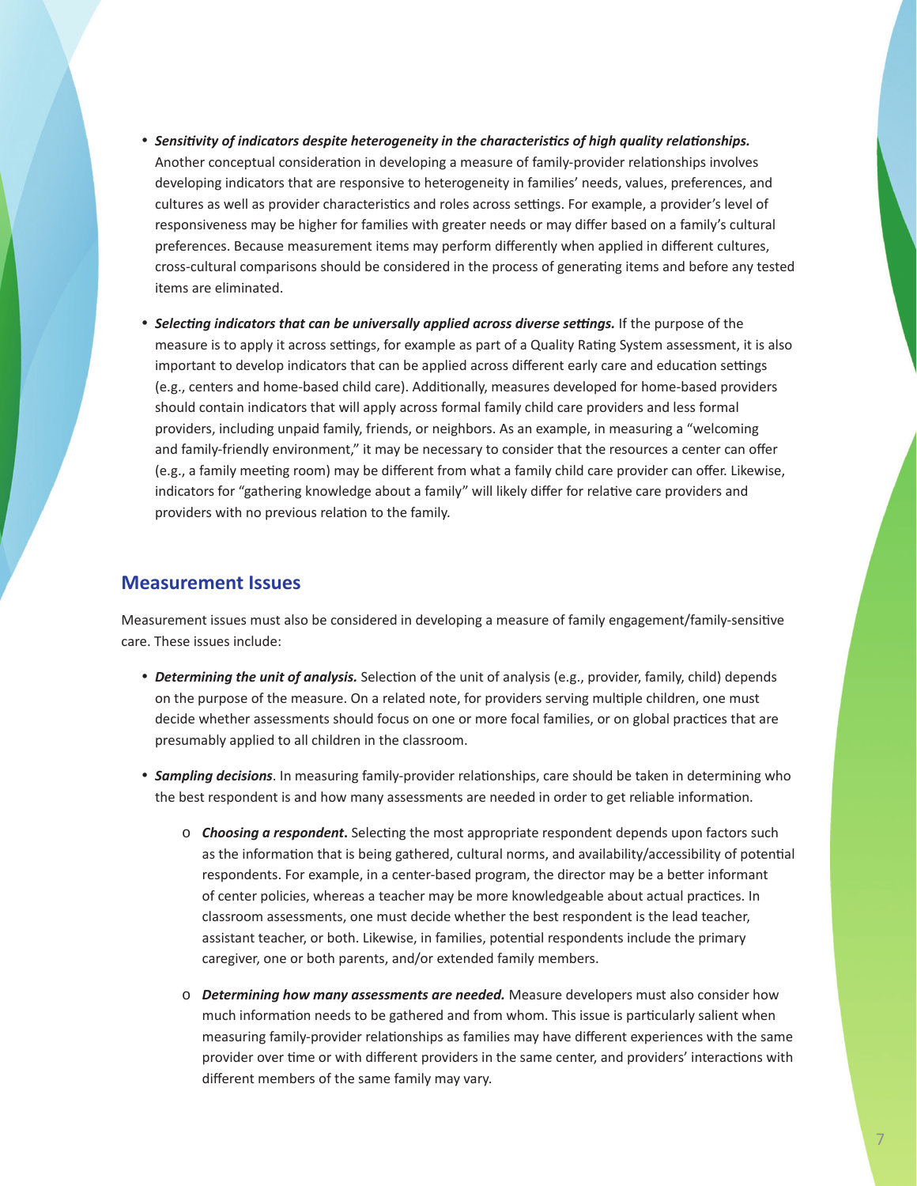- ***Sensitivity of indicators despite heterogeneity in the characteristics of high quality relationships.*** Another conceptual consideration in developing a measure of family-provider relationships involves developing indicators that are responsive to heterogeneity in families' needs, values, preferences, and cultures as well as provider characteristics and roles across settings. For example, a provider's level of responsiveness may be higher for families with greater needs or may differ based on a family's cultural preferences. Because measurement items may perform differently when applied in different cultures, cross-cultural comparisons should be considered in the process of generating items and before any tested items are eliminated.

- ***Selecting indicators that can be universally applied across diverse settings.*** If the purpose of the measure is to apply it across settings, for example as part of a Quality Rating System assessment, it is also important to develop indicators that can be applied across different early care and education settings (e.g., centers and home-based child care). Additionally, measures developed for home-based providers should contain indicators that will apply across formal family child care providers and less formal providers, including unpaid family, friends, or neighbors. As an example, in measuring a "welcoming and family-friendly environment," it may be necessary to consider that the resources a center can offer (e.g., a family meeting room) may be different from what a family child care provider can offer. Likewise, indicators for "gathering knowledge about a family" will likely differ for relative care providers and providers with no previous relation to the family.

## Measurement Issues

Measurement issues must also be considered in developing a measure of family engagement/family-sensitive care. These issues include:

- ***Determining the unit of analysis.*** Selection of the unit of analysis (e.g., provider, family, child) depends on the purpose of the measure. On a related note, for providers serving multiple children, one must decide whether assessments should focus on one or more focal families, or on global practices that are presumably applied to all children in the classroom.

- ***Sampling decisions***. In measuring family-provider relationships, care should be taken in determining who the best respondent is and how many assessments are needed in order to get reliable information.

  - ***Choosing a respondent.*** Selecting the most appropriate respondent depends upon factors such as the information that is being gathered, cultural norms, and availability/accessibility of potential respondents. For example, in a center-based program, the director may be a better informant of center policies, whereas a teacher may be more knowledgeable about actual practices. In classroom assessments, one must decide whether the best respondent is the lead teacher, assistant teacher, or both. Likewise, in families, potential respondents include the primary caregiver, one or both parents, and/or extended family members.

  - ***Determining how many assessments are needed.*** Measure developers must also consider how much information needs to be gathered and from whom. This issue is particularly salient when measuring family-provider relationships as families may have different experiences with the same provider over time or with different providers in the same center, and providers' interactions with different members of the same family may vary.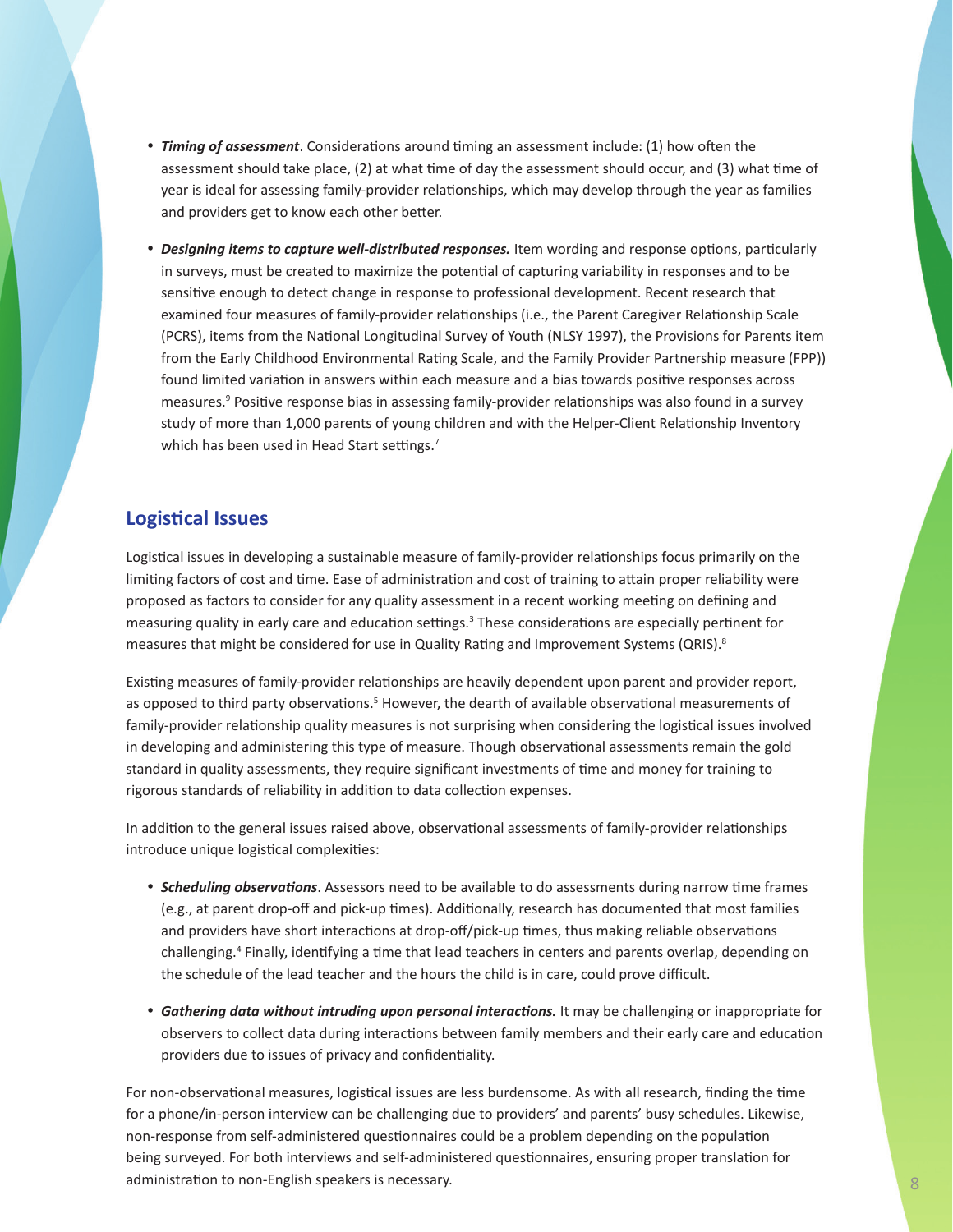- ***Timing of assessment***. Considerations around timing an assessment include: (1) how often the assessment should take place, (2) at what time of day the assessment should occur, and (3) what time of year is ideal for assessing family-provider relationships, which may develop through the year as families and providers get to know each other better.

- ***Designing items to capture well-distributed responses.*** Item wording and response options, particularly in surveys, must be created to maximize the potential of capturing variability in responses and to be sensitive enough to detect change in response to professional development. Recent research that examined four measures of family-provider relationships (i.e., the Parent Caregiver Relationship Scale (PCRS), items from the National Longitudinal Survey of Youth (NLSY 1997), the Provisions for Parents item from the Early Childhood Environmental Rating Scale, and the Family Provider Partnership measure (FPP)) found limited variation in answers within each measure and a bias towards positive responses across measures.[9] Positive response bias in assessing family-provider relationships was also found in a survey study of more than 1,000 parents of young children and with the Helper-Client Relationship Inventory which has been used in Head Start settings.[7]

## Logistical Issues

Logistical issues in developing a sustainable measure of family-provider relationships focus primarily on the limiting factors of cost and time. Ease of administration and cost of training to attain proper reliability were proposed as factors to consider for any quality assessment in a recent working meeting on defining and measuring quality in early care and education settings.[3] These considerations are especially pertinent for measures that might be considered for use in Quality Rating and Improvement Systems (QRIS).[8]

Existing measures of family-provider relationships are heavily dependent upon parent and provider report, as opposed to third party observations.[5] However, the dearth of available observational measurements of family-provider relationship quality measures is not surprising when considering the logistical issues involved in developing and administering this type of measure. Though observational assessments remain the gold standard in quality assessments, they require significant investments of time and money for training to rigorous standards of reliability in addition to data collection expenses.

In addition to the general issues raised above, observational assessments of family-provider relationships introduce unique logistical complexities:

- ***Scheduling observations***. Assessors need to be available to do assessments during narrow time frames (e.g., at parent drop-off and pick-up times). Additionally, research has documented that most families and providers have short interactions at drop-off/pick-up times, thus making reliable observations challenging.[4] Finally, identifying a time that lead teachers in centers and parents overlap, depending on the schedule of the lead teacher and the hours the child is in care, could prove difficult.

- ***Gathering data without intruding upon personal interactions.*** It may be challenging or inappropriate for observers to collect data during interactions between family members and their early care and education providers due to issues of privacy and confidentiality.

For non-observational measures, logistical issues are less burdensome. As with all research, finding the time for a phone/in-person interview can be challenging due to providers' and parents' busy schedules. Likewise, non-response from self-administered questionnaires could be a problem depending on the population being surveyed. For both interviews and self-administered questionnaires, ensuring proper translation for administration to non-English speakers is necessary.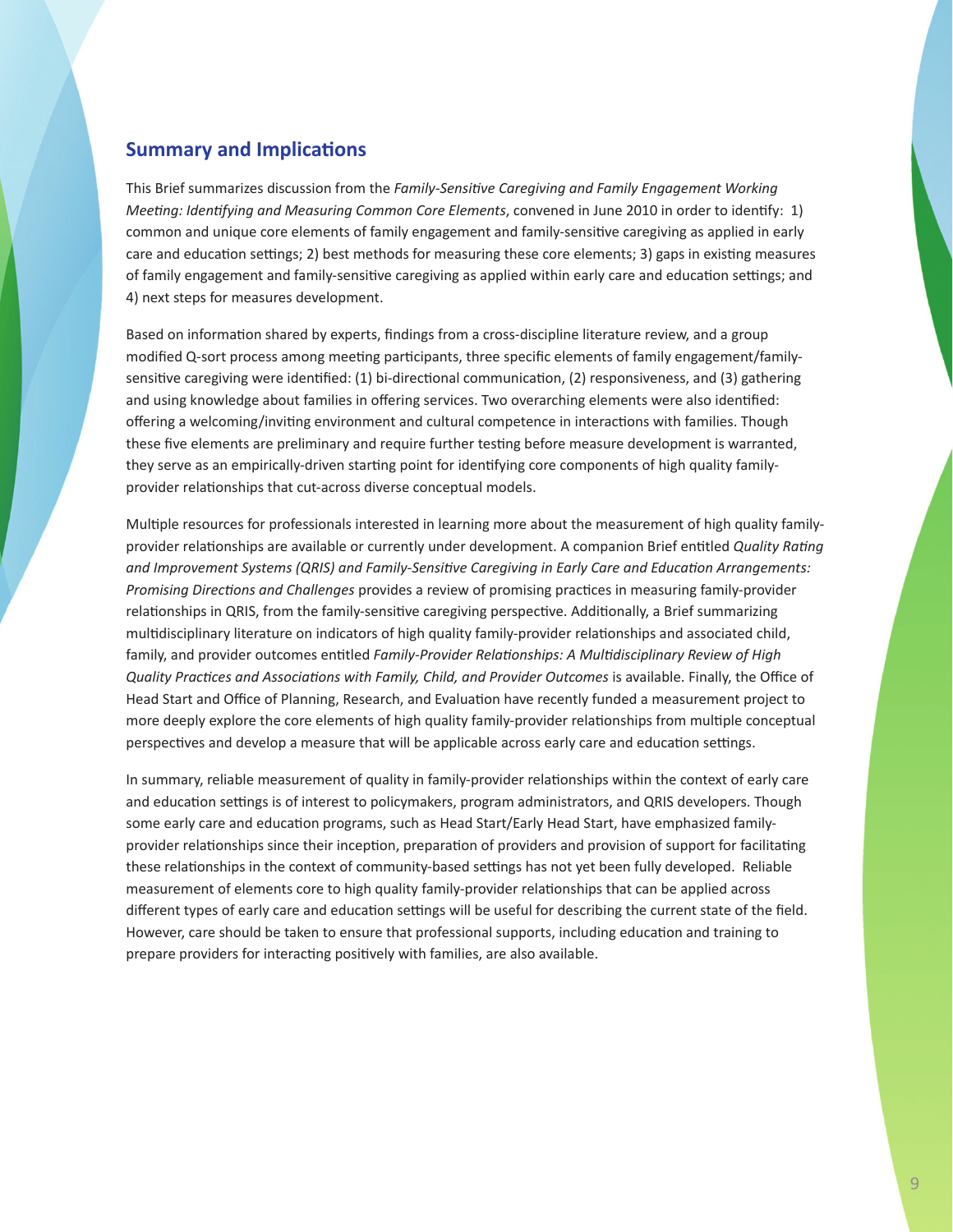## Summary and Implications

This Brief summarizes discussion from the *Family-Sensitive Caregiving and Family Engagement Working Meeting: Identifying and Measuring Common Core Elements*, convened in June 2010 in order to identify: 1) common and unique core elements of family engagement and family-sensitive caregiving as applied in early care and education settings; 2) best methods for measuring these core elements; 3) gaps in existing measures of family engagement and family-sensitive caregiving as applied within early care and education settings; and 4) next steps for measures development.

Based on information shared by experts, findings from a cross-discipline literature review, and a group modified Q-sort process among meeting participants, three specific elements of family engagement/family-sensitive caregiving were identified: (1) bi-directional communication, (2) responsiveness, and (3) gathering and using knowledge about families in offering services. Two overarching elements were also identified: offering a welcoming/inviting environment and cultural competence in interactions with families. Though these five elements are preliminary and require further testing before measure development is warranted, they serve as an empirically-driven starting point for identifying core components of high quality family-provider relationships that cut-across diverse conceptual models.

Multiple resources for professionals interested in learning more about the measurement of high quality family-provider relationships are available or currently under development. A companion Brief entitled *Quality Rating and Improvement Systems (QRIS) and Family-Sensitive Caregiving in Early Care and Education Arrangements: Promising Directions and Challenges* provides a review of promising practices in measuring family-provider relationships in QRIS, from the family-sensitive caregiving perspective. Additionally, a Brief summarizing multidisciplinary literature on indicators of high quality family-provider relationships and associated child, family, and provider outcomes entitled *Family-Provider Relationships: A Multidisciplinary Review of High Quality Practices and Associations with Family, Child, and Provider Outcomes* is available. Finally, the Office of Head Start and Office of Planning, Research, and Evaluation have recently funded a measurement project to more deeply explore the core elements of high quality family-provider relationships from multiple conceptual perspectives and develop a measure that will be applicable across early care and education settings.

In summary, reliable measurement of quality in family-provider relationships within the context of early care and education settings is of interest to policymakers, program administrators, and QRIS developers. Though some early care and education programs, such as Head Start/Early Head Start, have emphasized family-provider relationships since their inception, preparation of providers and provision of support for facilitating these relationships in the context of community-based settings has not yet been fully developed. Reliable measurement of elements core to high quality family-provider relationships that can be applied across different types of early care and education settings will be useful for describing the current state of the field. However, care should be taken to ensure that professional supports, including education and training to prepare providers for interacting positively with families, are also available.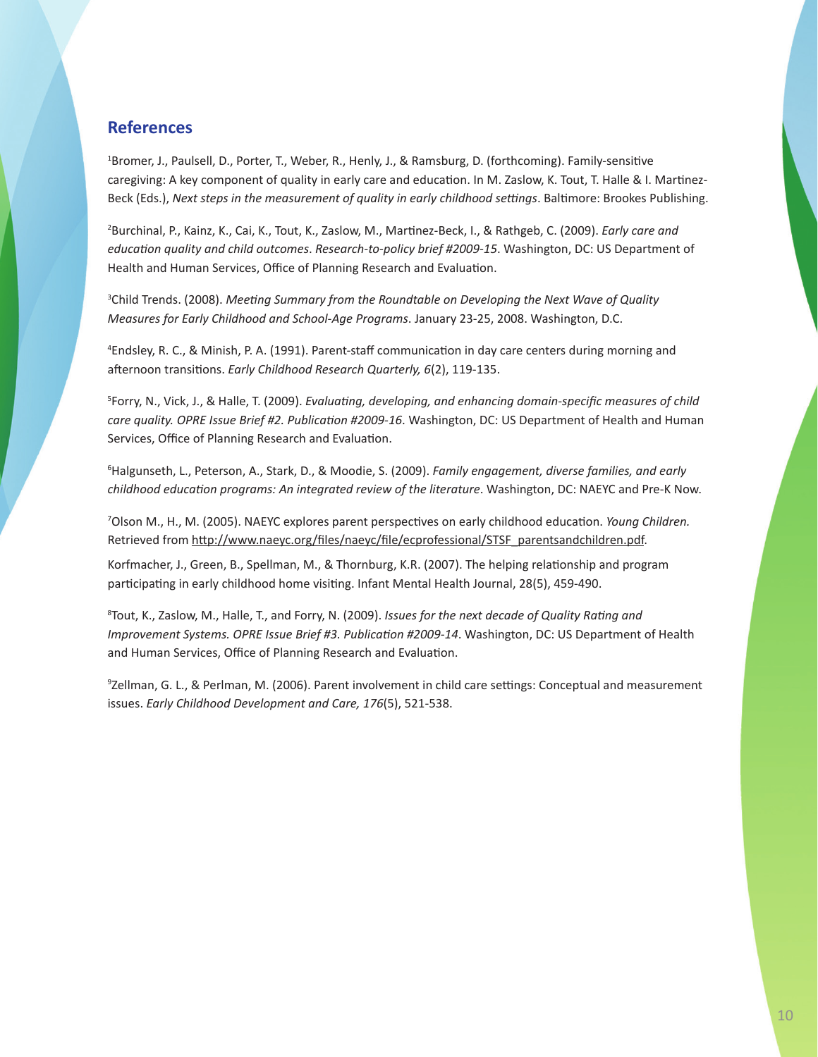## References

[1]Bromer, J., Paulsell, D., Porter, T., Weber, R., Henly, J., & Ramsburg, D. (forthcoming). Family-sensitive caregiving: A key component of quality in early care and education. In M. Zaslow, K. Tout, T. Halle & I. Martinez-Beck (Eds.), *Next steps in the measurement of quality in early childhood settings*. Baltimore: Brookes Publishing.

[2]Burchinal, P., Kainz, K., Cai, K., Tout, K., Zaslow, M., Martinez-Beck, I., & Rathgeb, C. (2009). *Early care and education quality and child outcomes*. *Research-to-policy brief #2009-15*. Washington, DC: US Department of Health and Human Services, Office of Planning Research and Evaluation.

[3]Child Trends. (2008). *Meeting Summary from the Roundtable on Developing the Next Wave of Quality Measures for Early Childhood and School-Age Programs*. January 23-25, 2008. Washington, D.C.

[4]Endsley, R. C., & Minish, P. A. (1991). Parent-staff communication in day care centers during morning and afternoon transitions. *Early Childhood Research Quarterly, 6*(2), 119-135.

[5]Forry, N., Vick, J., & Halle, T. (2009). *Evaluating, developing, and enhancing domain-specific measures of child care quality. OPRE Issue Brief #2. Publication #2009-16*. Washington, DC: US Department of Health and Human Services, Office of Planning Research and Evaluation.

[6]Halgunseth, L., Peterson, A., Stark, D., & Moodie, S. (2009). *Family engagement, diverse families, and early childhood education programs: An integrated review of the literature*. Washington, DC: NAEYC and Pre-K Now.

[7]Olson M., H., M. (2005). NAEYC explores parent perspectives on early childhood education. *Young Children.* Retrieved from http://www.naeyc.org/files/naeyc/file/ecprofessional/STSF_parentsandchildren.pdf.

Korfmacher, J., Green, B., Spellman, M., & Thornburg, K.R. (2007). The helping relationship and program participating in early childhood home visiting. Infant Mental Health Journal, 28(5), 459-490.

[8]Tout, K., Zaslow, M., Halle, T., and Forry, N. (2009). *Issues for the next decade of Quality Rating and Improvement Systems. OPRE Issue Brief #3. Publication #2009-14*. Washington, DC: US Department of Health and Human Services, Office of Planning Research and Evaluation.

[9]Zellman, G. L., & Perlman, M. (2006). Parent involvement in child care settings: Conceptual and measurement issues. *Early Childhood Development and Care, 176*(5), 521-538.